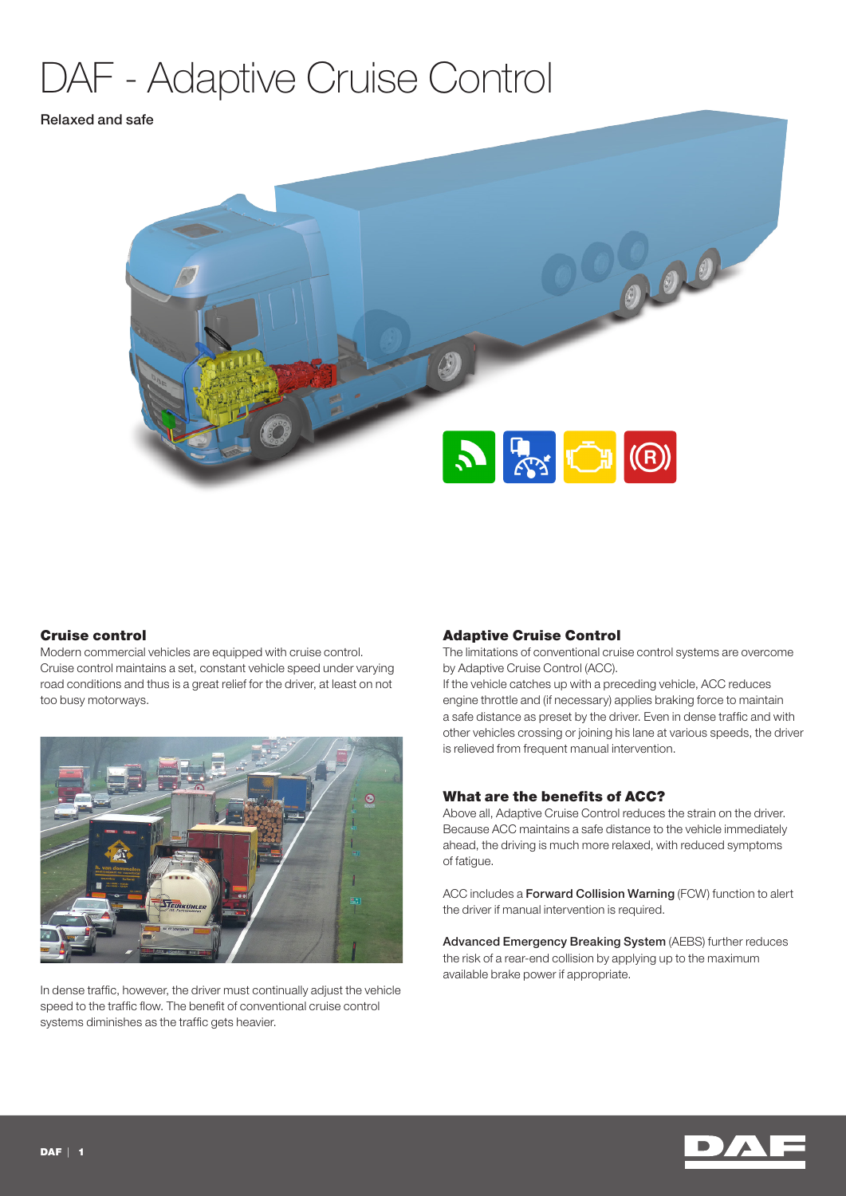# DAF - Adaptive Cruise Control

Relaxed and safe

### Cruise control

Modern commercial vehicles are equipped with cruise control. Cruise control maintains a set, constant vehicle speed under varying road conditions and thus is a great relief for the driver, at least on not too busy motorways.

In dense traffic, however, the driver must continually adjust the vehicle speed to the traffic flow. The benefit of conventional cruise control systems diminishes as the traffic gets heavier.

### Adaptive Cruise Control

The limitations of conventional cruise control systems are overcome by Adaptive Cruise Control (ACC).
If the vehicle catches up with a preceding vehicle, ACC reduces engine throttle and (if necessary) applies braking force to maintain a safe distance as preset by the driver. Even in dense traffic and with other vehicles crossing or joining his lane at various speeds, the driver is relieved from frequent manual intervention.

### What are the benefits of ACC?

Above all, Adaptive Cruise Control reduces the strain on the driver. Because ACC maintains a safe distance to the vehicle immediately ahead, the driving is much more relaxed, with reduced symptoms of fatigue.

ACC includes a **Forward Collision Warning** (FCW) function to alert the driver if manual intervention is required.

**Advanced Emergency Breaking System** (AEBS) further reduces the risk of a rear-end collision by applying up to the maximum available brake power if appropriate.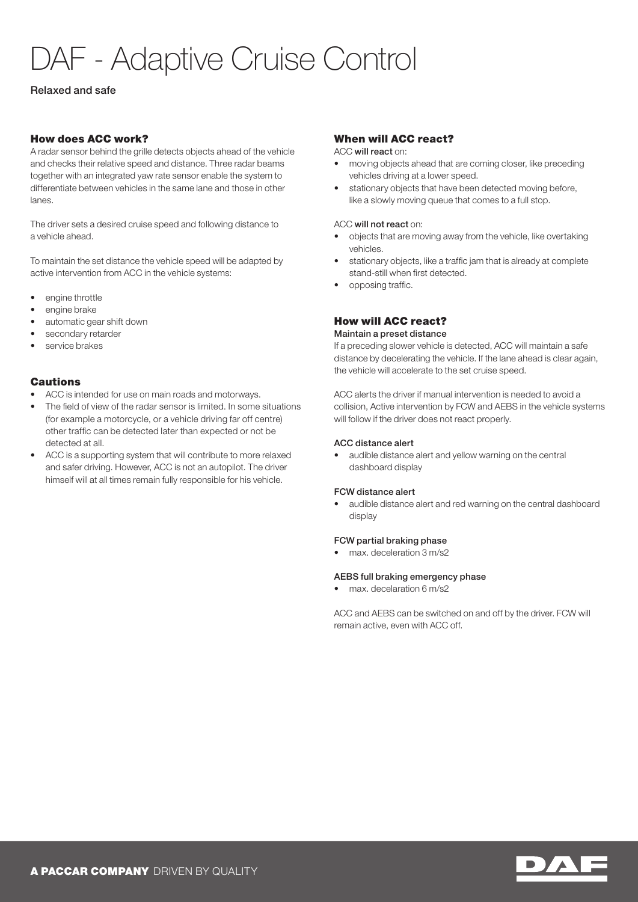# DAF - Adaptive Cruise Control

Relaxed and safe

## How does ACC work?

A radar sensor behind the grille detects objects ahead of the vehicle and checks their relative speed and distance. Three radar beams together with an integrated yaw rate sensor enable the system to differentiate between vehicles in the same lane and those in other lanes.

The driver sets a desired cruise speed and following distance to a vehicle ahead.

To maintain the set distance the vehicle speed will be adapted by active intervention from ACC in the vehicle systems:

- engine throttle
- engine brake
- automatic gear shift down
- secondary retarder
- service brakes

## Cautions

- ACC is intended for use on main roads and motorways.
- The field of view of the radar sensor is limited. In some situations (for example a motorcycle, or a vehicle driving far off centre) other traffic can be detected later than expected or not be detected at all.
- ACC is a supporting system that will contribute to more relaxed and safer driving. However, ACC is not an autopilot. The driver himself will at all times remain fully responsible for his vehicle.

## When will ACC react?

ACC **will react** on:

- moving objects ahead that are coming closer, like preceding vehicles driving at a lower speed.
- stationary objects that have been detected moving before, like a slowly moving queue that comes to a full stop.

ACC **will not react** on:

- objects that are moving away from the vehicle, like overtaking vehicles.
- stationary objects, like a traffic jam that is already at complete stand-still when first detected.
- opposing traffic.

## How will ACC react?

**Maintain a preset distance**

If a preceding slower vehicle is detected, ACC will maintain a safe distance by decelerating the vehicle. If the lane ahead is clear again, the vehicle will accelerate to the set cruise speed.

ACC alerts the driver if manual intervention is needed to avoid a collision, Active intervention by FCW and AEBS in the vehicle systems will follow if the driver does not react properly.

**ACC distance alert**

- audible distance alert and yellow warning on the central dashboard display

**FCW distance alert**

- audible distance alert and red warning on the central dashboard display

**FCW partial braking phase**

- max. deceleration 3 m/s2

**AEBS full braking emergency phase**

- max. decelaration 6 m/s2

ACC and AEBS can be switched on and off by the driver. FCW will remain active, even with ACC off.

**A PACCAR COMPANY** DRIVEN BY QUALITY